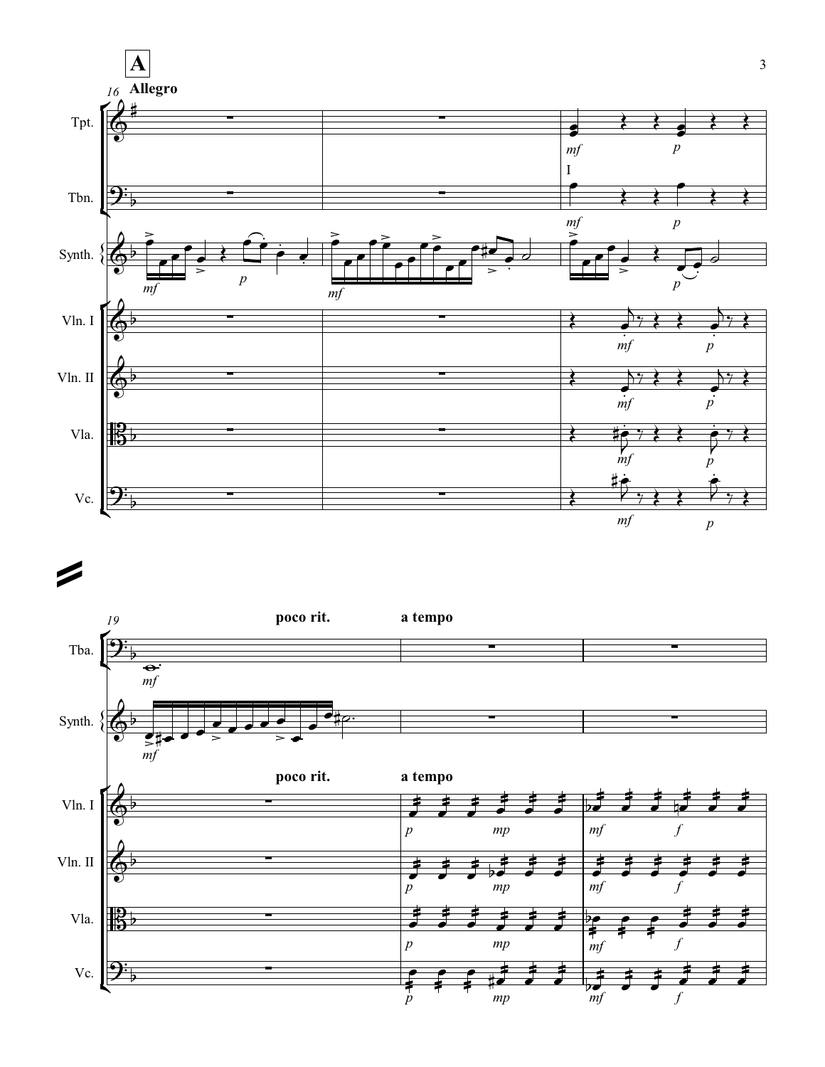**A**

**Allegro**

Tpt.

Tbn.

Synth.

Vln. I

Vln. II

Vla.

Vc.

**poco rit.** **a tempo**

Tba.

Synth.

**poco rit.** **a tempo**

Vln. I

Vln. II

Vla.

Vc.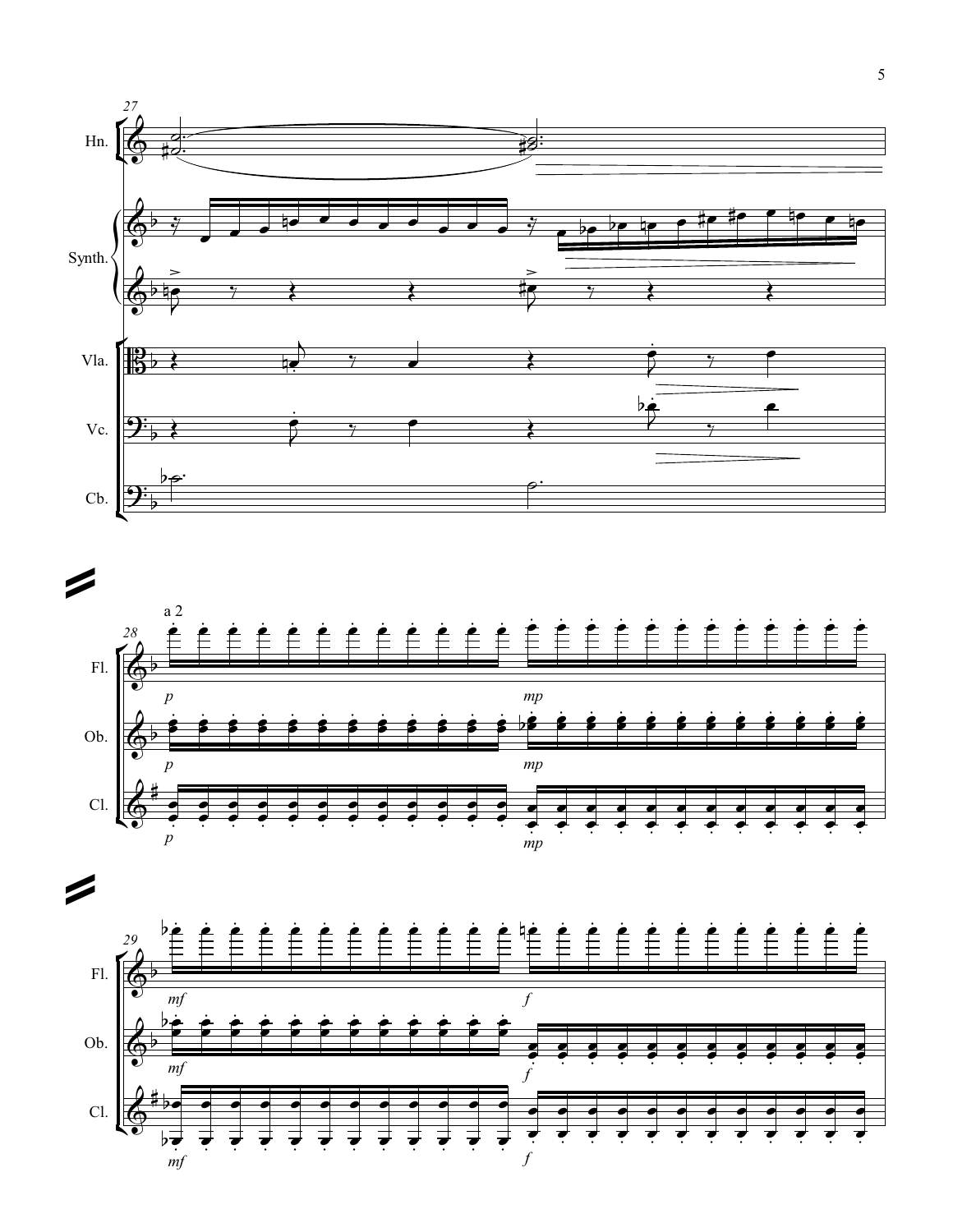27

Hn.

Synth.

Vla.

Vc.

Cb.

a 2

28

Fl.

*p* *mp*

Ob.

*p* *mp*

Cl.

*p* *mp*

29

Fl.

*mf* *f*

Ob.

*mf* *f*

Cl.

*mf* *f*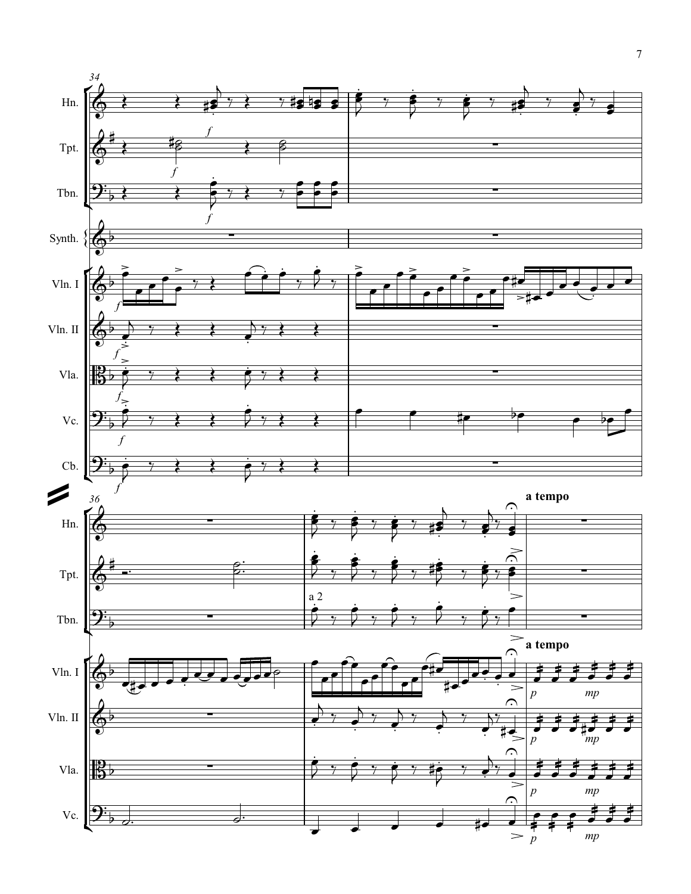Hn.

Tpt.

Tbn.

Synth.

Vln. I

Vln. II

Vla.

Vc.

Cb.

**a tempo**

a 2

**a tempo**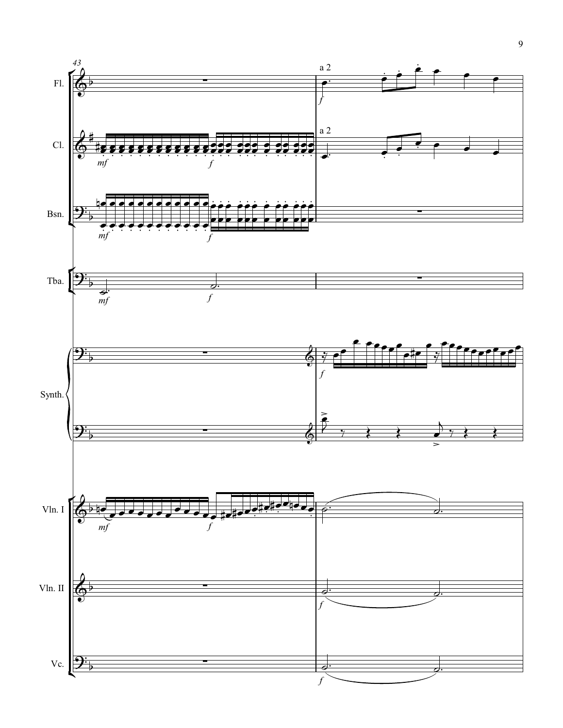43

Fl.

Cl.

Bsn.

Tba.

Synth.

Vln. I

Vln. II

Vc.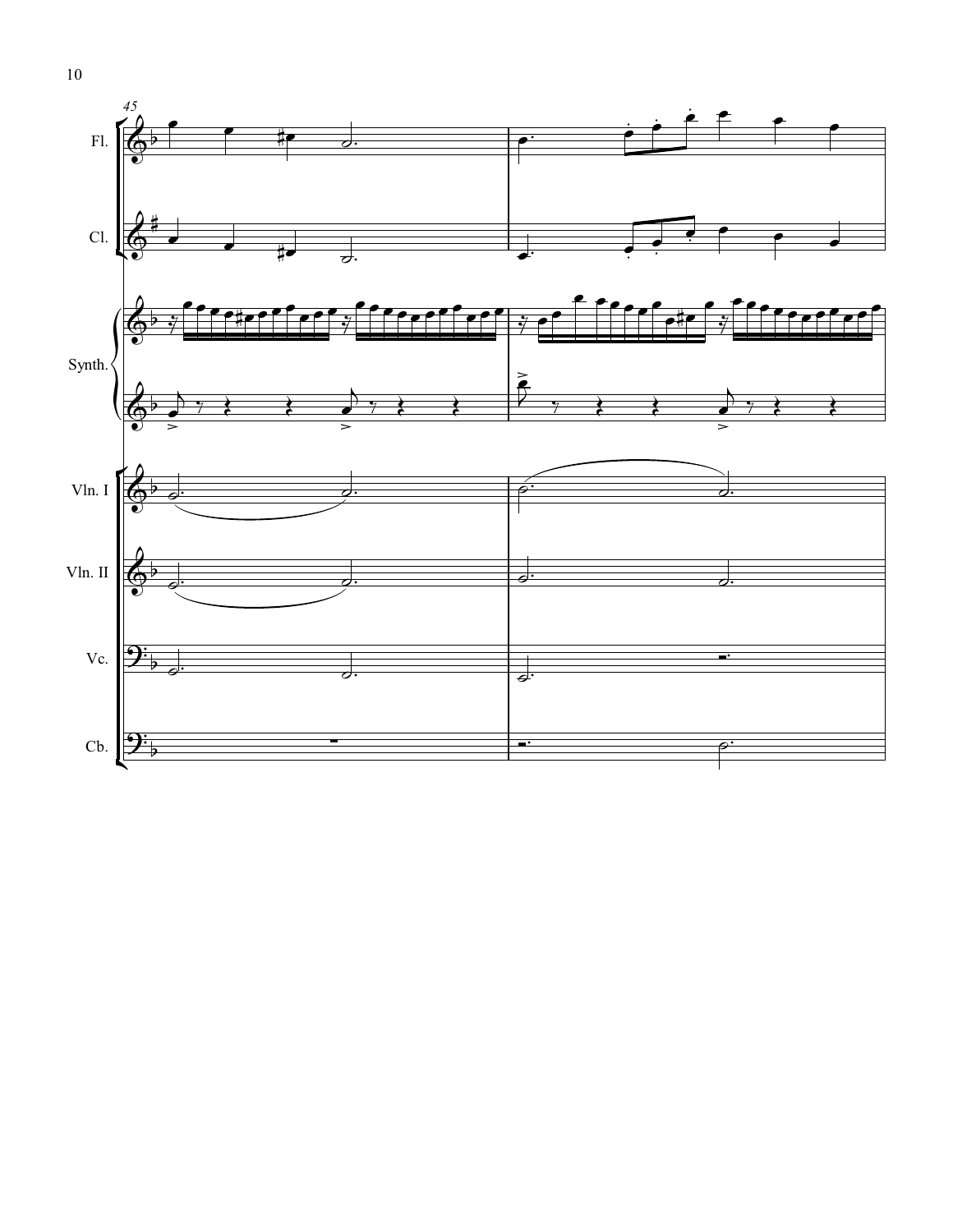45

Fl.

Cl.

Synth.

Vln. I

Vln. II

Vc.

Cb.